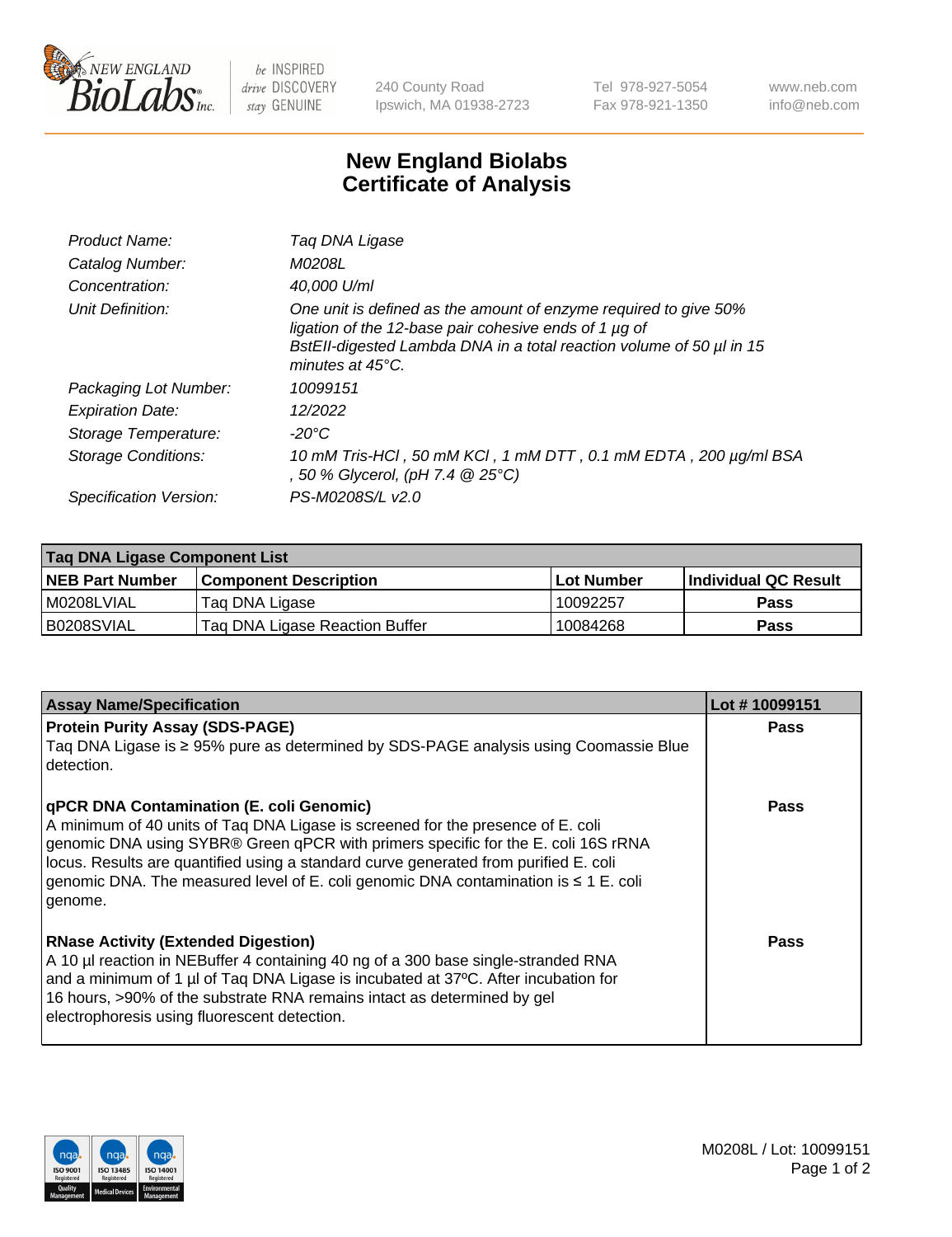# New England Biolabs Certificate of Analysis

| | |
|---|---|
| Product Name: | Taq DNA Ligase |
| Catalog Number: | M0208L |
| Concentration: | 40,000 U/ml |
| Unit Definition: | One unit is defined as the amount of enzyme required to give 50% ligation of the 12-base pair cohesive ends of 1 µg of BstEII-digested Lambda DNA in a total reaction volume of 50 µl in 15 minutes at 45°C. |
| Packaging Lot Number: | 10099151 |
| Expiration Date: | 12/2022 |
| Storage Temperature: | -20°C |
| Storage Conditions: | 10 mM Tris-HCl , 50 mM KCl , 1 mM DTT , 0.1 mM EDTA , 200 µg/ml BSA , 50 % Glycerol, (pH 7.4 @ 25°C) |
| Specification Version: | PS-M0208S/L v2.0 |

**Taq DNA Ligase Component List**

| NEB Part Number | Component Description | Lot Number | Individual QC Result |
|---|---|---|---|
| M0208LVIAL | Taq DNA Ligase | 10092257 | Pass |
| B0208SVIAL | Taq DNA Ligase Reaction Buffer | 10084268 | Pass |

| Assay Name/Specification | Lot # 10099151 |
|---|---|
| **Protein Purity Assay (SDS-PAGE)**<br>Taq DNA Ligase is ≥ 95% pure as determined by SDS-PAGE analysis using Coomassie Blue detection. | Pass |
| **qPCR DNA Contamination (E. coli Genomic)**<br>A minimum of 40 units of Taq DNA Ligase is screened for the presence of E. coli genomic DNA using SYBR® Green qPCR with primers specific for the E. coli 16S rRNA locus. Results are quantified using a standard curve generated from purified E. coli genomic DNA. The measured level of E. coli genomic DNA contamination is ≤ 1 E. coli genome. | Pass |
| **RNase Activity (Extended Digestion)**<br>A 10 µl reaction in NEBuffer 4 containing 40 ng of a 300 base single-stranded RNA and a minimum of 1 µl of Taq DNA Ligase is incubated at 37ºC. After incubation for 16 hours, >90% of the substrate RNA remains intact as determined by gel electrophoresis using fluorescent detection. | Pass |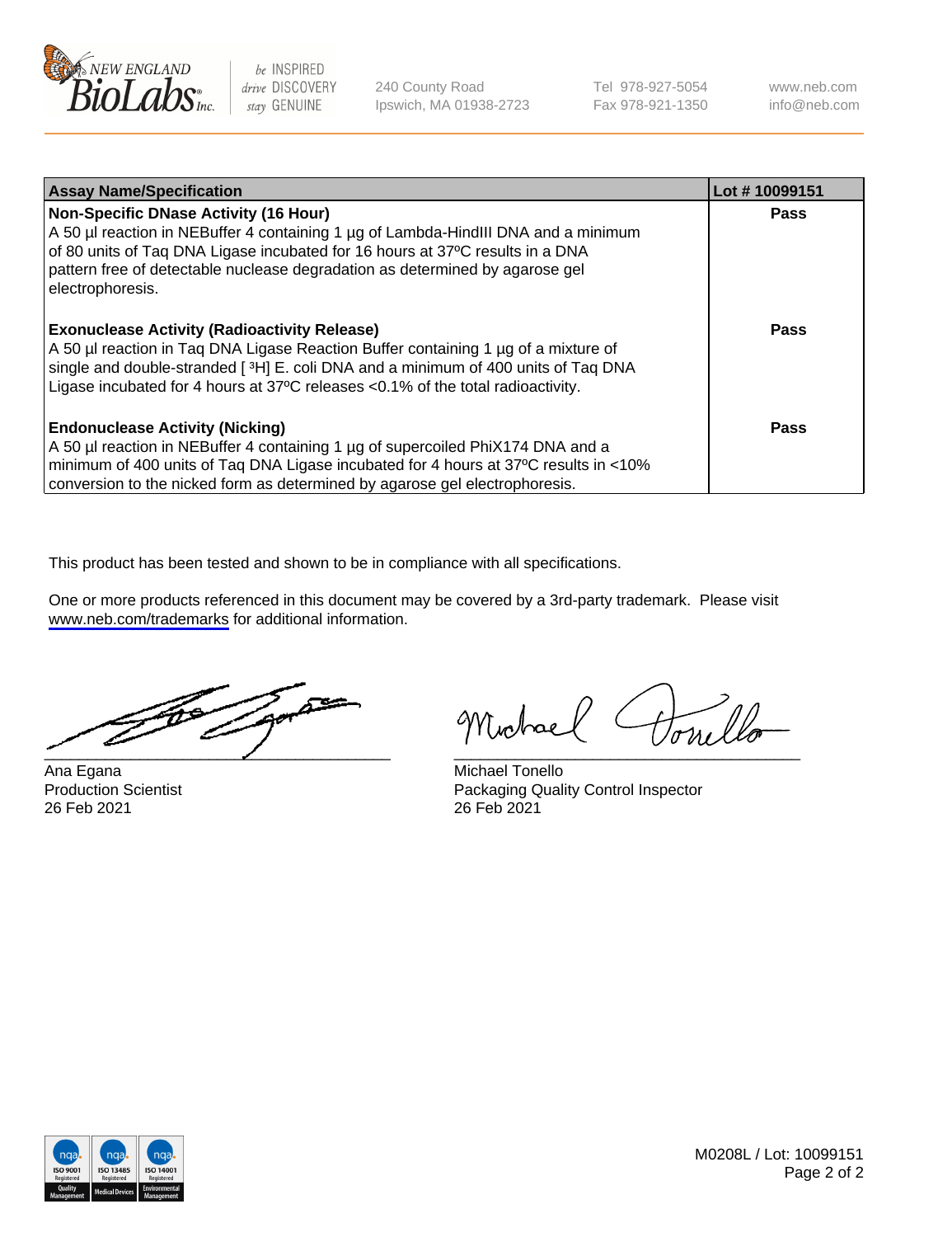| Assay Name/Specification | Lot # 10099151 |
|---|---|
| **Non-Specific DNase Activity (16 Hour)**<br>A 50 µl reaction in NEBuffer 4 containing 1 µg of Lambda-HindIII DNA and a minimum of 80 units of Taq DNA Ligase incubated for 16 hours at 37ºC results in a DNA pattern free of detectable nuclease degradation as determined by agarose gel electrophoresis. | **Pass** |
| **Exonuclease Activity (Radioactivity Release)**<br>A 50 µl reaction in Taq DNA Ligase Reaction Buffer containing 1 µg of a mixture of single and double-stranded [ $^3$H] E. coli DNA and a minimum of 400 units of Taq DNA Ligase incubated for 4 hours at 37ºC releases <0.1% of the total radioactivity. | **Pass** |
| **Endonuclease Activity (Nicking)**<br>A 50 µl reaction in NEBuffer 4 containing 1 µg of supercoiled PhiX174 DNA and a minimum of 400 units of Taq DNA Ligase incubated for 4 hours at 37ºC results in <10% conversion to the nicked form as determined by agarose gel electrophoresis. | **Pass** |

This product has been tested and shown to be in compliance with all specifications.

One or more products referenced in this document may be covered by a 3rd-party trademark. Please visit www.neb.com/trademarks for additional information.

Ana Egana
Production Scientist
26 Feb 2021

Michael Tonello
Packaging Quality Control Inspector
26 Feb 2021

M0208L / Lot: 10099151